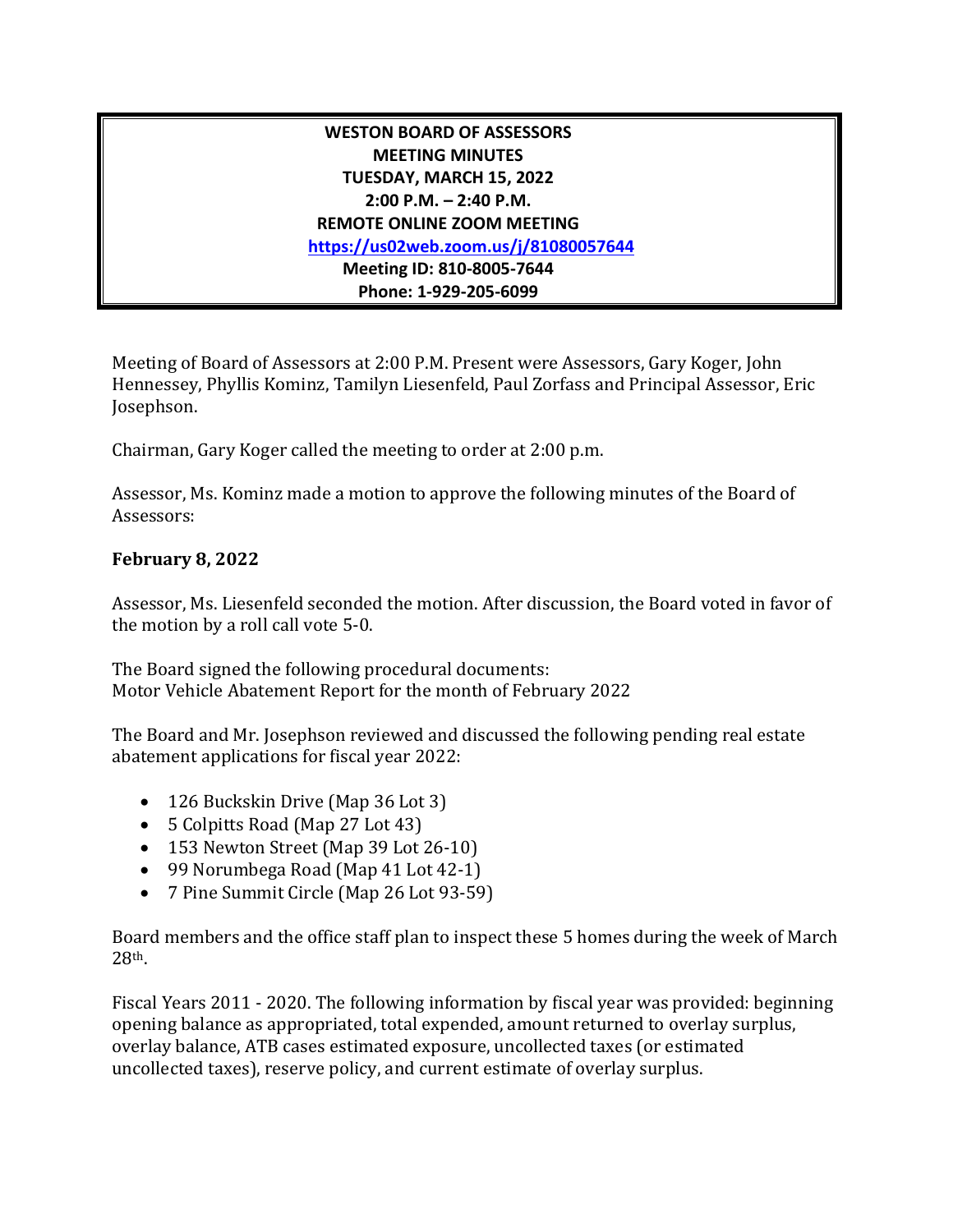**WESTON BOARD OF ASSESSORS**
**MEETING MINUTES**
**TUESDAY, MARCH 15, 2022**
**2:00 P.M. – 2:40 P.M.**
**REMOTE ONLINE ZOOM MEETING**
**https://us02web.zoom.us/j/81080057644**
**Meeting ID: 810-8005-7644**
**Phone: 1-929-205-6099**

Meeting of Board of Assessors at 2:00 P.M. Present were Assessors, Gary Koger, John Hennessey, Phyllis Kominz, Tamilyn Liesenfeld, Paul Zorfass and Principal Assessor, Eric Josephson.

Chairman, Gary Koger called the meeting to order at 2:00 p.m.

Assessor, Ms. Kominz made a motion to approve the following minutes of the Board of Assessors:

**February 8, 2022**

Assessor, Ms. Liesenfeld seconded the motion. After discussion, the Board voted in favor of the motion by a roll call vote 5-0.

The Board signed the following procedural documents:
Motor Vehicle Abatement Report for the month of February 2022

The Board and Mr. Josephson reviewed and discussed the following pending real estate abatement applications for fiscal year 2022:

- 126 Buckskin Drive (Map 36 Lot 3)
- 5 Colpitts Road (Map 27 Lot 43)
- 153 Newton Street (Map 39 Lot 26-10)
- 99 Norumbega Road (Map 41 Lot 42-1)
- 7 Pine Summit Circle (Map 26 Lot 93-59)

Board members and the office staff plan to inspect these 5 homes during the week of March 28th.

Fiscal Years 2011 - 2020. The following information by fiscal year was provided: beginning opening balance as appropriated, total expended, amount returned to overlay surplus, overlay balance, ATB cases estimated exposure, uncollected taxes (or estimated uncollected taxes), reserve policy, and current estimate of overlay surplus.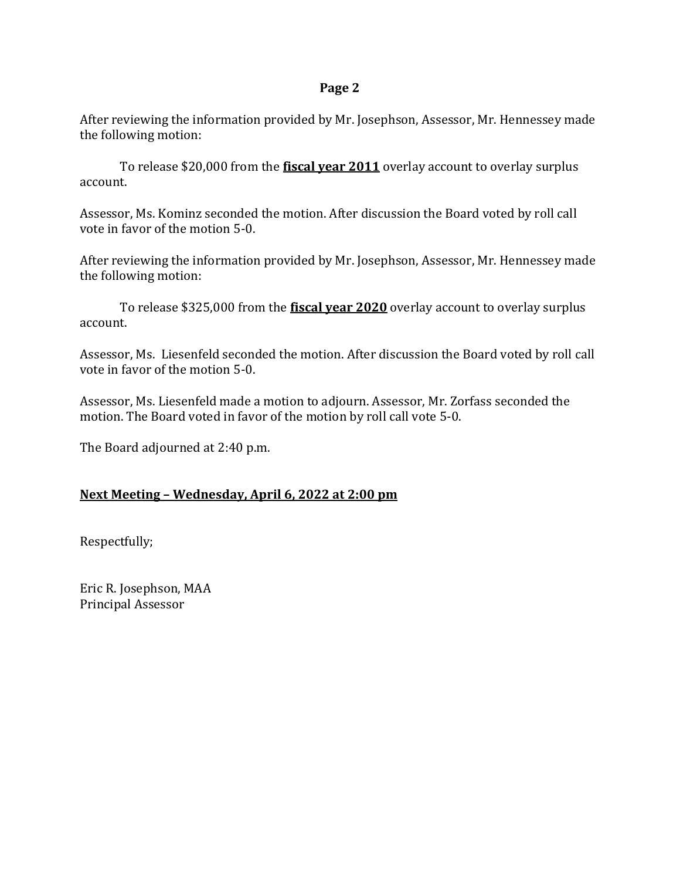After reviewing the information provided by Mr. Josephson, Assessor, Mr. Hennessey made the following motion:

To release $20,000 from the **fiscal year 2011** overlay account to overlay surplus account.

Assessor, Ms. Kominz seconded the motion. After discussion the Board voted by roll call vote in favor of the motion 5-0.

After reviewing the information provided by Mr. Josephson, Assessor, Mr. Hennessey made the following motion:

To release $325,000 from the **fiscal year 2020** overlay account to overlay surplus account.

Assessor, Ms. Liesenfeld seconded the motion. After discussion the Board voted by roll call vote in favor of the motion 5-0.

Assessor, Ms. Liesenfeld made a motion to adjourn. Assessor, Mr. Zorfass seconded the motion. The Board voted in favor of the motion by roll call vote 5-0.

The Board adjourned at 2:40 p.m.

**Next Meeting – Wednesday, April 6, 2022 at 2:00 pm**

Respectfully;

Eric R. Josephson, MAA
Principal Assessor